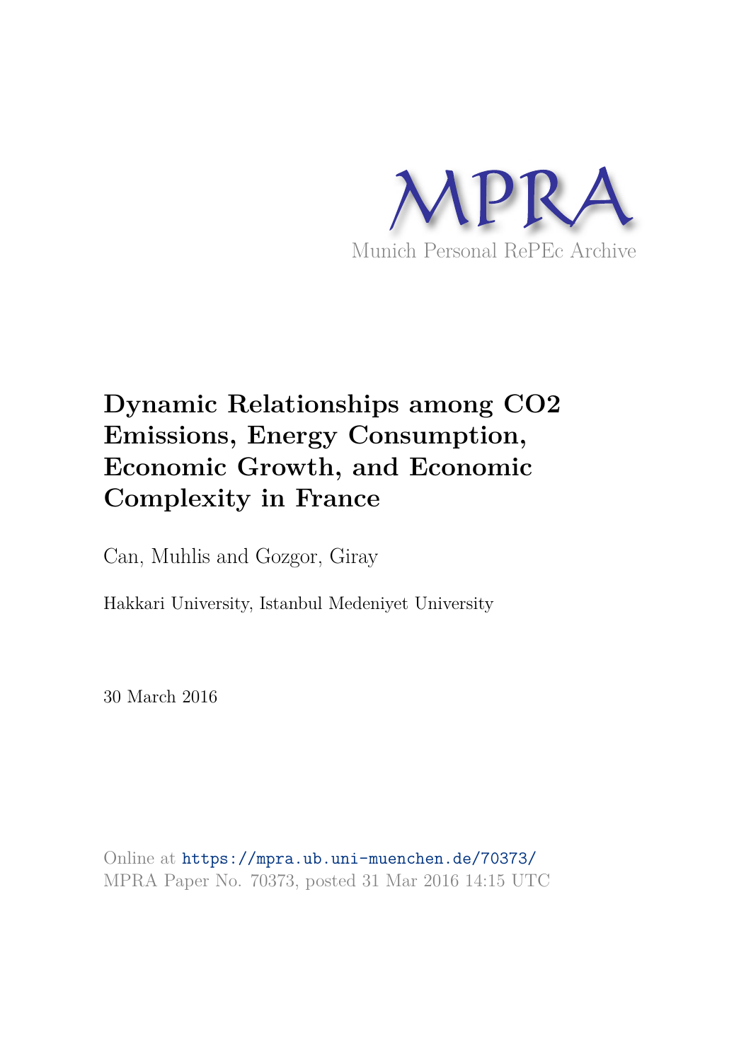MPRA

Munich Personal RePEc Archive

# Dynamic Relationships among CO2 Emissions, Energy Consumption, Economic Growth, and Economic Complexity in France

Can, Muhlis and Gozgor, Giray

Hakkari University, Istanbul Medeniyet University

30 March 2016

Online at https://mpra.ub.uni-muenchen.de/70373/
MPRA Paper No. 70373, posted 31 Mar 2016 14:15 UTC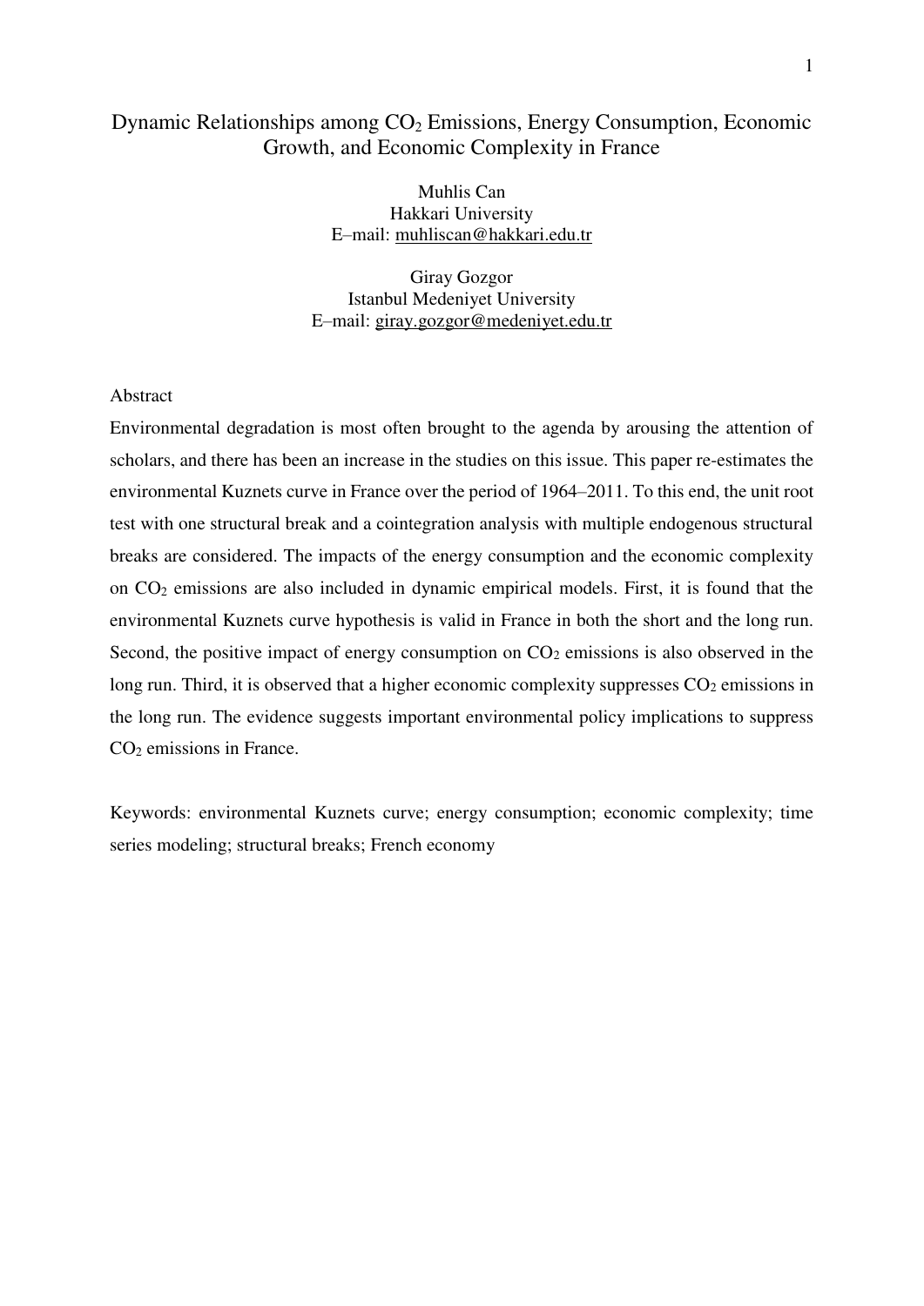# Dynamic Relationships among $CO_2$ Emissions, Energy Consumption, Economic Growth, and Economic Complexity in France

Muhlis Can  
Hakkari University  
E–mail: muhliscan@hakkari.edu.tr

Giray Gozgor  
Istanbul Medeniyet University  
E–mail: giray.gozgor@medeniyet.edu.tr

## Abstract

Environmental degradation is most often brought to the agenda by arousing the attention of scholars, and there has been an increase in the studies on this issue. This paper re-estimates the environmental Kuznets curve in France over the period of 1964–2011. To this end, the unit root test with one structural break and a cointegration analysis with multiple endogenous structural breaks are considered. The impacts of the energy consumption and the economic complexity on $CO_2$ emissions are also included in dynamic empirical models. First, it is found that the environmental Kuznets curve hypothesis is valid in France in both the short and the long run. Second, the positive impact of energy consumption on $CO_2$ emissions is also observed in the long run. Third, it is observed that a higher economic complexity suppresses $CO_2$ emissions in the long run. The evidence suggests important environmental policy implications to suppress $CO_2$ emissions in France.

Keywords: environmental Kuznets curve; energy consumption; economic complexity; time series modeling; structural breaks; French economy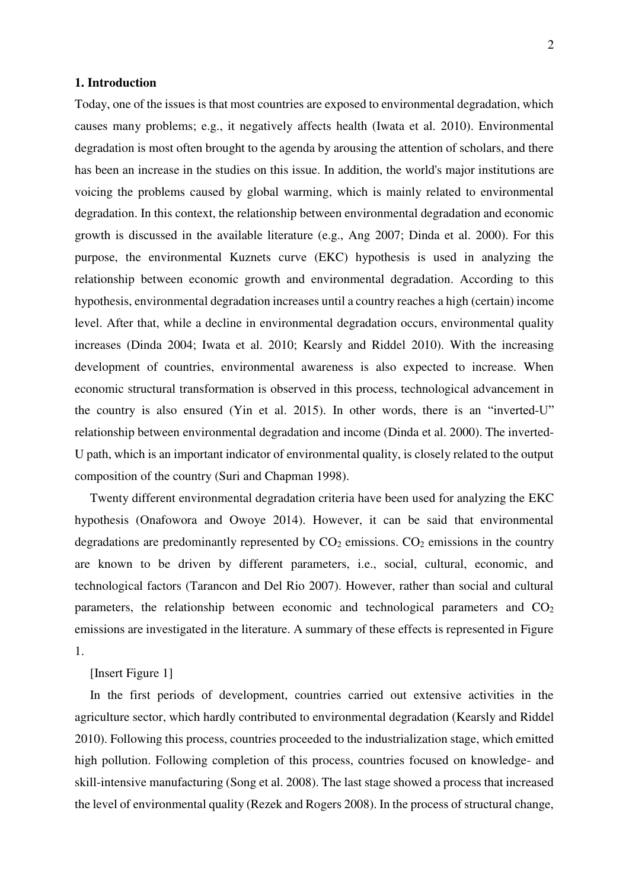## 1. Introduction

Today, one of the issues is that most countries are exposed to environmental degradation, which causes many problems; e.g., it negatively affects health (Iwata et al. 2010). Environmental degradation is most often brought to the agenda by arousing the attention of scholars, and there has been an increase in the studies on this issue. In addition, the world's major institutions are voicing the problems caused by global warming, which is mainly related to environmental degradation. In this context, the relationship between environmental degradation and economic growth is discussed in the available literature (e.g., Ang 2007; Dinda et al. 2000). For this purpose, the environmental Kuznets curve (EKC) hypothesis is used in analyzing the relationship between economic growth and environmental degradation. According to this hypothesis, environmental degradation increases until a country reaches a high (certain) income level. After that, while a decline in environmental degradation occurs, environmental quality increases (Dinda 2004; Iwata et al. 2010; Kearsly and Riddel 2010). With the increasing development of countries, environmental awareness is also expected to increase. When economic structural transformation is observed in this process, technological advancement in the country is also ensured (Yin et al. 2015). In other words, there is an "inverted-U" relationship between environmental degradation and income (Dinda et al. 2000). The inverted-U path, which is an important indicator of environmental quality, is closely related to the output composition of the country (Suri and Chapman 1998).

Twenty different environmental degradation criteria have been used for analyzing the EKC hypothesis (Onafowora and Owoye 2014). However, it can be said that environmental degradations are predominantly represented by $CO_2$ emissions. $CO_2$ emissions in the country are known to be driven by different parameters, i.e., social, cultural, economic, and technological factors (Tarancon and Del Rio 2007). However, rather than social and cultural parameters, the relationship between economic and technological parameters and $CO_2$ emissions are investigated in the literature. A summary of these effects is represented in Figure 1.

[Insert Figure 1]

In the first periods of development, countries carried out extensive activities in the agriculture sector, which hardly contributed to environmental degradation (Kearsly and Riddel 2010). Following this process, countries proceeded to the industrialization stage, which emitted high pollution. Following completion of this process, countries focused on knowledge- and skill-intensive manufacturing (Song et al. 2008). The last stage showed a process that increased the level of environmental quality (Rezek and Rogers 2008). In the process of structural change,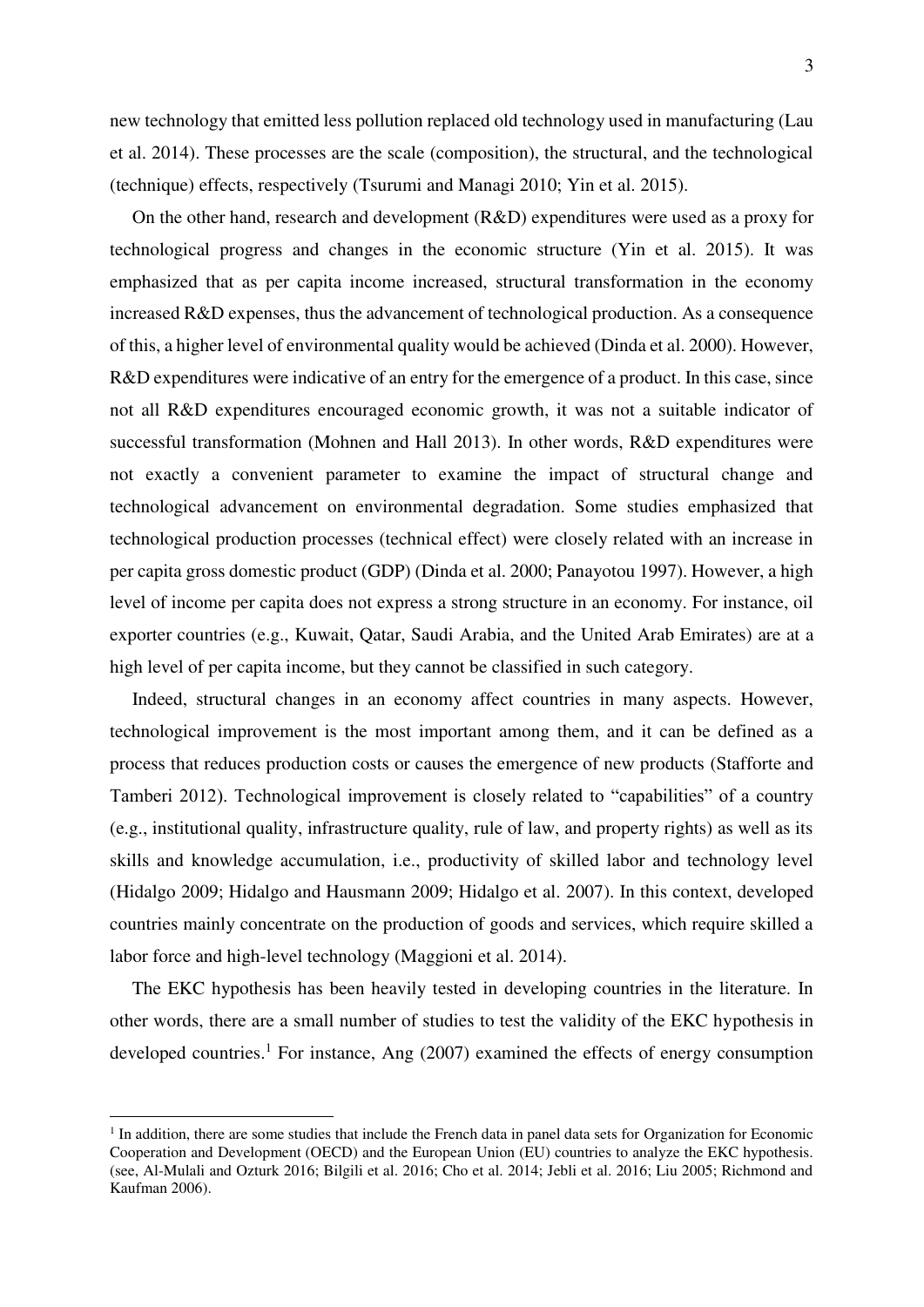new technology that emitted less pollution replaced old technology used in manufacturing (Lau et al. 2014). These processes are the scale (composition), the structural, and the technological (technique) effects, respectively (Tsurumi and Managi 2010; Yin et al. 2015).

On the other hand, research and development (R&D) expenditures were used as a proxy for technological progress and changes in the economic structure (Yin et al. 2015). It was emphasized that as per capita income increased, structural transformation in the economy increased R&D expenses, thus the advancement of technological production. As a consequence of this, a higher level of environmental quality would be achieved (Dinda et al. 2000). However, R&D expenditures were indicative of an entry for the emergence of a product. In this case, since not all R&D expenditures encouraged economic growth, it was not a suitable indicator of successful transformation (Mohnen and Hall 2013). In other words, R&D expenditures were not exactly a convenient parameter to examine the impact of structural change and technological advancement on environmental degradation. Some studies emphasized that technological production processes (technical effect) were closely related with an increase in per capita gross domestic product (GDP) (Dinda et al. 2000; Panayotou 1997). However, a high level of income per capita does not express a strong structure in an economy. For instance, oil exporter countries (e.g., Kuwait, Qatar, Saudi Arabia, and the United Arab Emirates) are at a high level of per capita income, but they cannot be classified in such category.

Indeed, structural changes in an economy affect countries in many aspects. However, technological improvement is the most important among them, and it can be defined as a process that reduces production costs or causes the emergence of new products (Stafforte and Tamberi 2012). Technological improvement is closely related to "capabilities" of a country (e.g., institutional quality, infrastructure quality, rule of law, and property rights) as well as its skills and knowledge accumulation, i.e., productivity of skilled labor and technology level (Hidalgo 2009; Hidalgo and Hausmann 2009; Hidalgo et al. 2007). In this context, developed countries mainly concentrate on the production of goods and services, which require skilled a labor force and high-level technology (Maggioni et al. 2014).

The EKC hypothesis has been heavily tested in developing countries in the literature. In other words, there are a small number of studies to test the validity of the EKC hypothesis in developed countries.[1] For instance, Ang (2007) examined the effects of energy consumption

[1] In addition, there are some studies that include the French data in panel data sets for Organization for Economic Cooperation and Development (OECD) and the European Union (EU) countries to analyze the EKC hypothesis. (see, Al-Mulali and Ozturk 2016; Bilgili et al. 2016; Cho et al. 2014; Jebli et al. 2016; Liu 2005; Richmond and Kaufman 2006).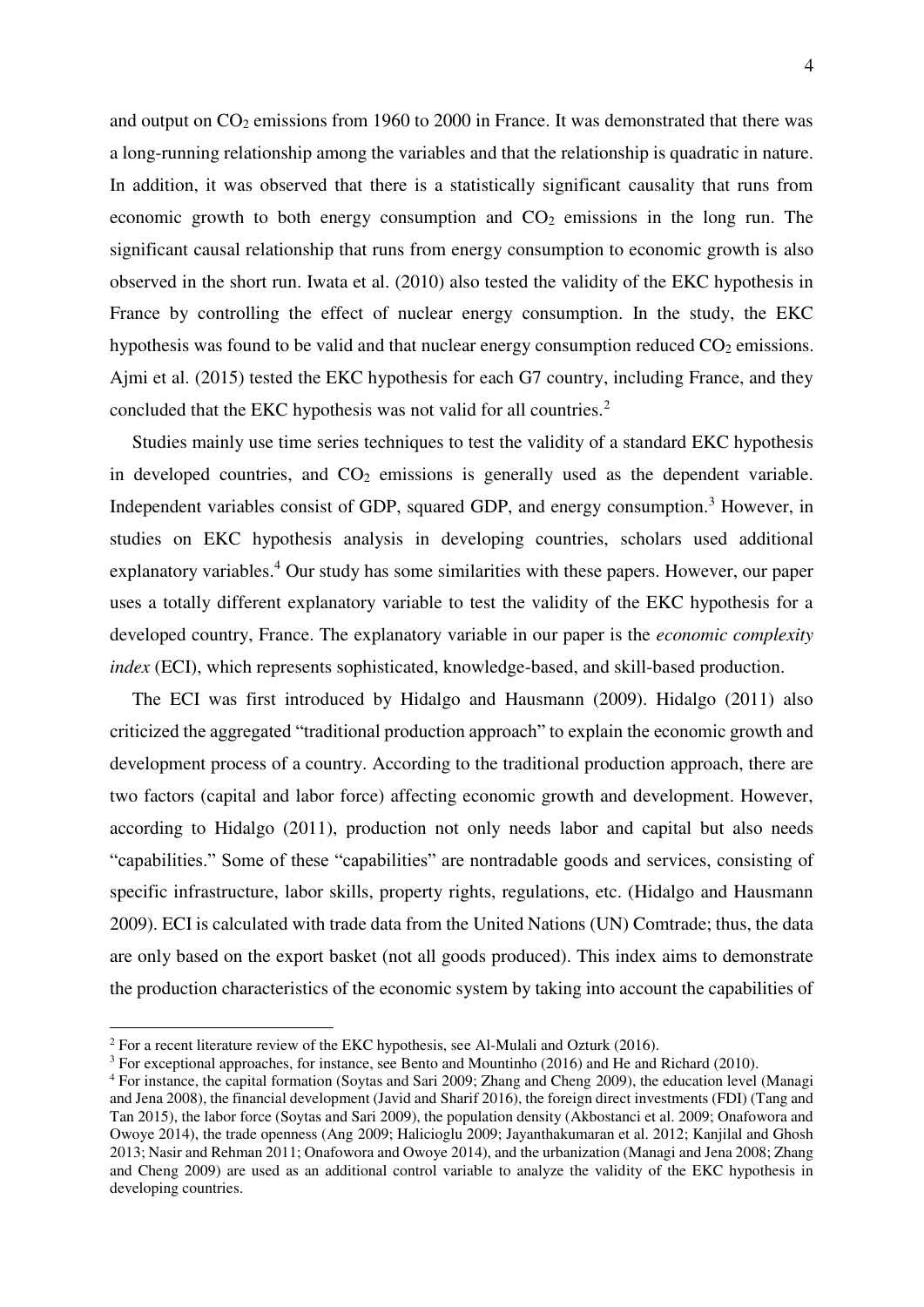and output on $CO_2$ emissions from 1960 to 2000 in France. It was demonstrated that there was a long-running relationship among the variables and that the relationship is quadratic in nature. In addition, it was observed that there is a statistically significant causality that runs from economic growth to both energy consumption and $CO_2$ emissions in the long run. The significant causal relationship that runs from energy consumption to economic growth is also observed in the short run. Iwata et al. (2010) also tested the validity of the EKC hypothesis in France by controlling the effect of nuclear energy consumption. In the study, the EKC hypothesis was found to be valid and that nuclear energy consumption reduced $CO_2$ emissions. Ajmi et al. (2015) tested the EKC hypothesis for each G7 country, including France, and they concluded that the EKC hypothesis was not valid for all countries.[2]

Studies mainly use time series techniques to test the validity of a standard EKC hypothesis in developed countries, and $CO_2$ emissions is generally used as the dependent variable. Independent variables consist of GDP, squared GDP, and energy consumption.[3] However, in studies on EKC hypothesis analysis in developing countries, scholars used additional explanatory variables.[4] Our study has some similarities with these papers. However, our paper uses a totally different explanatory variable to test the validity of the EKC hypothesis for a developed country, France. The explanatory variable in our paper is the *economic complexity index* (ECI), which represents sophisticated, knowledge-based, and skill-based production.

The ECI was first introduced by Hidalgo and Hausmann (2009). Hidalgo (2011) also criticized the aggregated "traditional production approach" to explain the economic growth and development process of a country. According to the traditional production approach, there are two factors (capital and labor force) affecting economic growth and development. However, according to Hidalgo (2011), production not only needs labor and capital but also needs "capabilities." Some of these "capabilities" are nontradable goods and services, consisting of specific infrastructure, labor skills, property rights, regulations, etc. (Hidalgo and Hausmann 2009). ECI is calculated with trade data from the United Nations (UN) Comtrade; thus, the data are only based on the export basket (not all goods produced). This index aims to demonstrate the production characteristics of the economic system by taking into account the capabilities of

---

[2] For a recent literature review of the EKC hypothesis, see Al-Mulali and Ozturk (2016).

[3] For exceptional approaches, for instance, see Bento and Mountinho (2016) and He and Richard (2010).

[4] For instance, the capital formation (Soytas and Sari 2009; Zhang and Cheng 2009), the education level (Managi and Jena 2008), the financial development (Javid and Sharif 2016), the foreign direct investments (FDI) (Tang and Tan 2015), the labor force (Soytas and Sari 2009), the population density (Akbostanci et al. 2009; Onafowora and Owoye 2014), the trade openness (Ang 2009; Halicioglu 2009; Jayanthakumaran et al. 2012; Kanjilal and Ghosh 2013; Nasir and Rehman 2011; Onafowora and Owoye 2014), and the urbanization (Managi and Jena 2008; Zhang and Cheng 2009) are used as an additional control variable to analyze the validity of the EKC hypothesis in developing countries.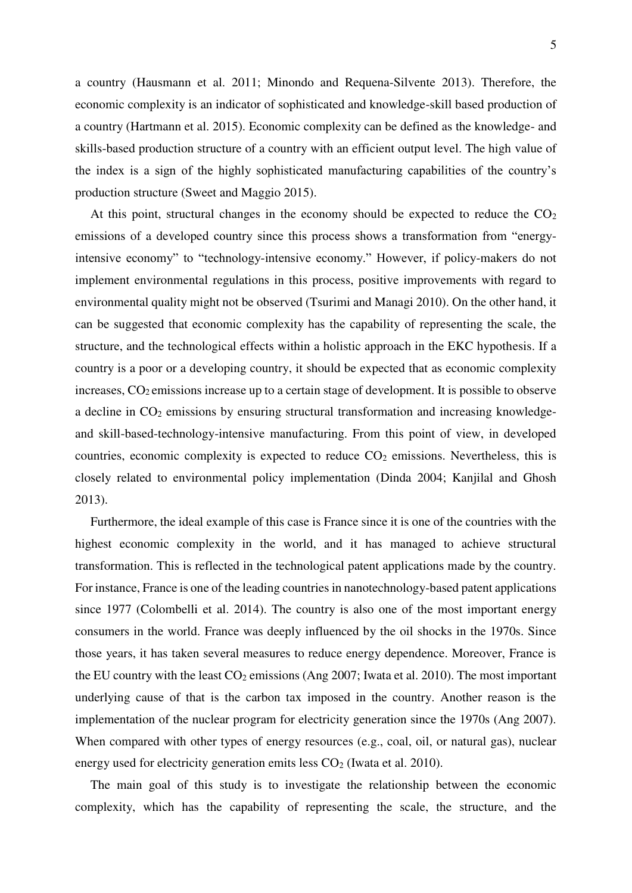a country (Hausmann et al. 2011; Minondo and Requena-Silvente 2013). Therefore, the economic complexity is an indicator of sophisticated and knowledge-skill based production of a country (Hartmann et al. 2015). Economic complexity can be defined as the knowledge- and skills-based production structure of a country with an efficient output level. The high value of the index is a sign of the highly sophisticated manufacturing capabilities of the country's production structure (Sweet and Maggio 2015).

At this point, structural changes in the economy should be expected to reduce the $CO_2$ emissions of a developed country since this process shows a transformation from "energy-intensive economy" to "technology-intensive economy." However, if policy-makers do not implement environmental regulations in this process, positive improvements with regard to environmental quality might not be observed (Tsurimi and Managi 2010). On the other hand, it can be suggested that economic complexity has the capability of representing the scale, the structure, and the technological effects within a holistic approach in the EKC hypothesis. If a country is a poor or a developing country, it should be expected that as economic complexity increases, $CO_2$ emissions increase up to a certain stage of development. It is possible to observe a decline in $CO_2$ emissions by ensuring structural transformation and increasing knowledge- and skill-based-technology-intensive manufacturing. From this point of view, in developed countries, economic complexity is expected to reduce $CO_2$ emissions. Nevertheless, this is closely related to environmental policy implementation (Dinda 2004; Kanjilal and Ghosh 2013).

Furthermore, the ideal example of this case is France since it is one of the countries with the highest economic complexity in the world, and it has managed to achieve structural transformation. This is reflected in the technological patent applications made by the country. For instance, France is one of the leading countries in nanotechnology-based patent applications since 1977 (Colombelli et al. 2014). The country is also one of the most important energy consumers in the world. France was deeply influenced by the oil shocks in the 1970s. Since those years, it has taken several measures to reduce energy dependence. Moreover, France is the EU country with the least $CO_2$ emissions (Ang 2007; Iwata et al. 2010). The most important underlying cause of that is the carbon tax imposed in the country. Another reason is the implementation of the nuclear program for electricity generation since the 1970s (Ang 2007). When compared with other types of energy resources (e.g., coal, oil, or natural gas), nuclear energy used for electricity generation emits less $CO_2$ (Iwata et al. 2010).

The main goal of this study is to investigate the relationship between the economic complexity, which has the capability of representing the scale, the structure, and the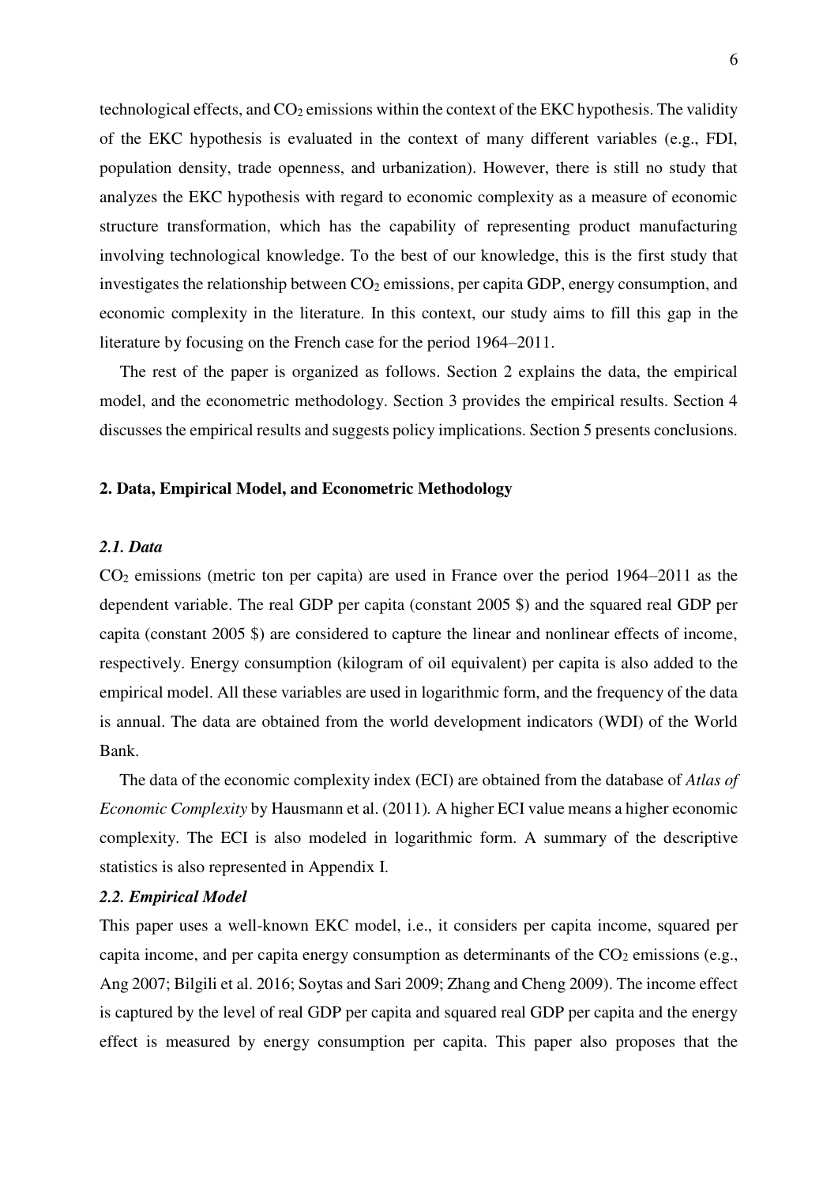technological effects, and $CO_2$ emissions within the context of the EKC hypothesis. The validity of the EKC hypothesis is evaluated in the context of many different variables (e.g., FDI, population density, trade openness, and urbanization). However, there is still no study that analyzes the EKC hypothesis with regard to economic complexity as a measure of economic structure transformation, which has the capability of representing product manufacturing involving technological knowledge. To the best of our knowledge, this is the first study that investigates the relationship between $CO_2$ emissions, per capita GDP, energy consumption, and economic complexity in the literature. In this context, our study aims to fill this gap in the literature by focusing on the French case for the period 1964–2011.

The rest of the paper is organized as follows. Section 2 explains the data, the empirical model, and the econometric methodology. Section 3 provides the empirical results. Section 4 discusses the empirical results and suggests policy implications. Section 5 presents conclusions.

## 2. Data, Empirical Model, and Econometric Methodology

### *2.1. Data*

$CO_2$ emissions (metric ton per capita) are used in France over the period 1964–2011 as the dependent variable. The real GDP per capita (constant 2005 \$) and the squared real GDP per capita (constant 2005 \$) are considered to capture the linear and nonlinear effects of income, respectively. Energy consumption (kilogram of oil equivalent) per capita is also added to the empirical model. All these variables are used in logarithmic form, and the frequency of the data is annual. The data are obtained from the world development indicators (WDI) of the World Bank.

The data of the economic complexity index (ECI) are obtained from the database of *Atlas of Economic Complexity* by Hausmann et al. (2011). A higher ECI value means a higher economic complexity. The ECI is also modeled in logarithmic form. A summary of the descriptive statistics is also represented in Appendix I.

### *2.2. Empirical Model*

This paper uses a well-known EKC model, i.e., it considers per capita income, squared per capita income, and per capita energy consumption as determinants of the $CO_2$ emissions (e.g., Ang 2007; Bilgili et al. 2016; Soytas and Sari 2009; Zhang and Cheng 2009). The income effect is captured by the level of real GDP per capita and squared real GDP per capita and the energy effect is measured by energy consumption per capita. This paper also proposes that the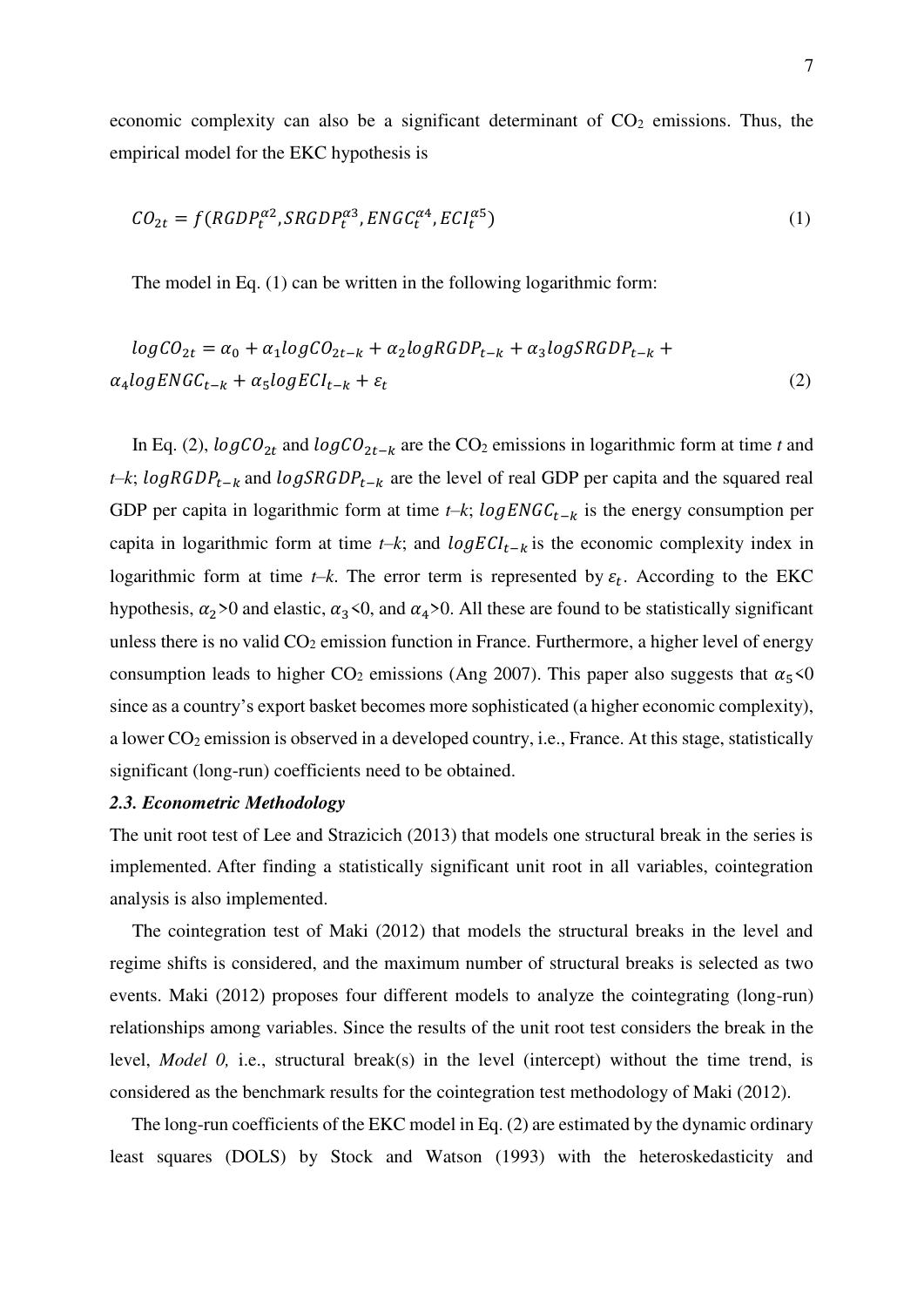economic complexity can also be a significant determinant of $CO_2$ emissions. Thus, the empirical model for the EKC hypothesis is

$$CO_{2t} = f(RGDP_t^{\alpha 2}, SRGDP_t^{\alpha 3}, ENGC_t^{\alpha 4}, ECI_t^{\alpha 5}) \tag{1}$$

The model in Eq. (1) can be written in the following logarithmic form:

$$logCO_{2t} = \alpha_0 + \alpha_1 logCO_{2t-k} + \alpha_2 logRGDP_{t-k} + \alpha_3 logSRGDP_{t-k} + \alpha_4 logENGC_{t-k} + \alpha_5 logECI_{t-k} + \varepsilon_t \tag{2}$$

In Eq. (2), $logCO_{2t}$ and $logCO_{2t-k}$ are the $CO_2$ emissions in logarithmic form at time *t* and *t–k*; $logRGDP_{t-k}$ and $logSRGDP_{t-k}$ are the level of real GDP per capita and the squared real GDP per capita in logarithmic form at time *t–k*; $logENGC_{t-k}$ is the energy consumption per capita in logarithmic form at time *t–k*; and $logECI_{t-k}$ is the economic complexity index in logarithmic form at time *t–k*. The error term is represented by $\varepsilon_t$. According to the EKC hypothesis, $\alpha_2 > 0$ and elastic, $\alpha_3 < 0$, and $\alpha_4 > 0$. All these are found to be statistically significant unless there is no valid $CO_2$ emission function in France. Furthermore, a higher level of energy consumption leads to higher $CO_2$ emissions (Ang 2007). This paper also suggests that $\alpha_5 < 0$ since as a country's export basket becomes more sophisticated (a higher economic complexity), a lower $CO_2$ emission is observed in a developed country, i.e., France. At this stage, statistically significant (long-run) coefficients need to be obtained.

### *2.3. Econometric Methodology*

The unit root test of Lee and Strazicich (2013) that models one structural break in the series is implemented. After finding a statistically significant unit root in all variables, cointegration analysis is also implemented.

The cointegration test of Maki (2012) that models the structural breaks in the level and regime shifts is considered, and the maximum number of structural breaks is selected as two events. Maki (2012) proposes four different models to analyze the cointegrating (long-run) relationships among variables. Since the results of the unit root test considers the break in the level, *Model 0,* i.e., structural break(s) in the level (intercept) without the time trend, is considered as the benchmark results for the cointegration test methodology of Maki (2012).

The long-run coefficients of the EKC model in Eq. (2) are estimated by the dynamic ordinary least squares (DOLS) by Stock and Watson (1993) with the heteroskedasticity and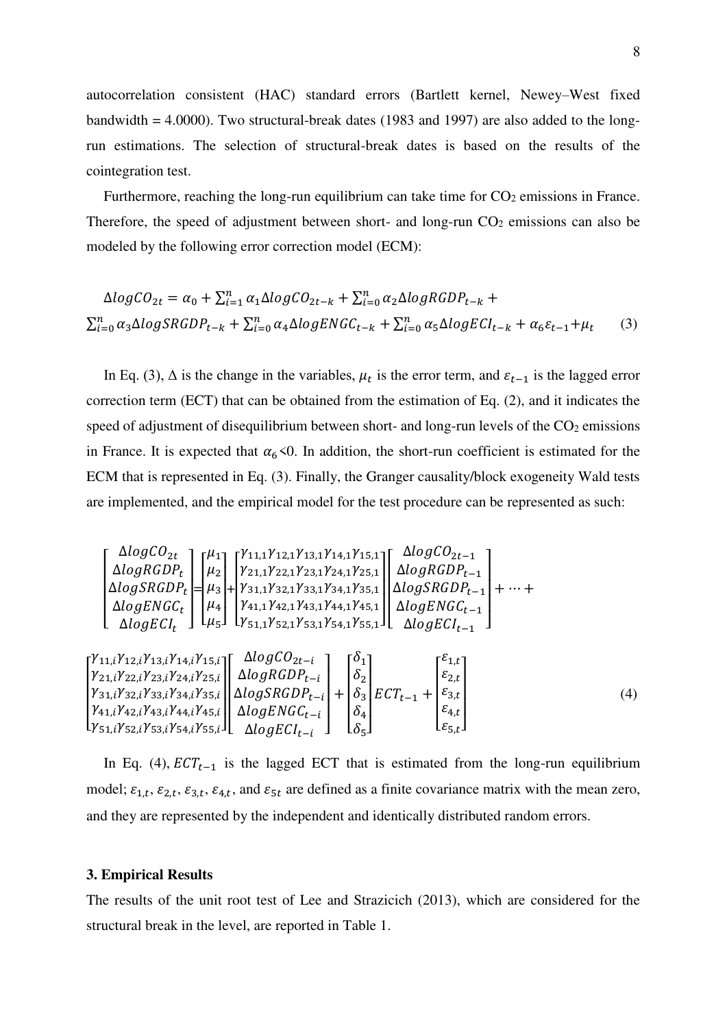autocorrelation consistent (HAC) standard errors (Bartlett kernel, Newey–West fixed bandwidth = 4.0000). Two structural-break dates (1983 and 1997) are also added to the long-run estimations. The selection of structural-break dates is based on the results of the cointegration test.

Furthermore, reaching the long-run equilibrium can take time for $CO_2$ emissions in France. Therefore, the speed of adjustment between short- and long-run $CO_2$ emissions can also be modeled by the following error correction model (ECM):

$$\Delta logCO_{2t} = \alpha_0 + \sum_{i=1}^{n} \alpha_1 \Delta logCO_{2t-k} + \sum_{i=0}^{n} \alpha_2 \Delta logRGDP_{t-k} + \sum_{i=0}^{n} \alpha_3 \Delta logSRGDP_{t-k} + \sum_{i=0}^{n} \alpha_4 \Delta logENGC_{t-k} + \sum_{i=0}^{n} \alpha_5 \Delta logECI_{t-k} + \alpha_6 \varepsilon_{t-1} + \mu_t \qquad (3)$$

In Eq. (3), $\Delta$ is the change in the variables, $\mu_t$ is the error term, and $\varepsilon_{t-1}$ is the lagged error correction term (ECT) that can be obtained from the estimation of Eq. (2), and it indicates the speed of adjustment of disequilibrium between short- and long-run levels of the $CO_2$ emissions in France. It is expected that $\alpha_6$<0. In addition, the short-run coefficient is estimated for the ECM that is represented in Eq. (3). Finally, the Granger causality/block exogeneity Wald tests are implemented, and the empirical model for the test procedure can be represented as such:

$$\begin{bmatrix} \Delta logCO_{2t} \\ \Delta logRGDP_t \\ \Delta logSRGDP_t \\ \Delta logENGC_t \\ \Delta logECI_t \end{bmatrix} = \begin{bmatrix} \mu_1 \\ \mu_2 \\ \mu_3 \\ \mu_4 \\ \mu_5 \end{bmatrix} + \begin{bmatrix} \gamma_{11,1}\gamma_{12,1}\gamma_{13,1}\gamma_{14,1}\gamma_{15,1} \\ \gamma_{21,1}\gamma_{22,1}\gamma_{23,1}\gamma_{24,1}\gamma_{25,1} \\ \gamma_{31,1}\gamma_{32,1}\gamma_{33,1}\gamma_{34,1}\gamma_{35,1} \\ \gamma_{41,1}\gamma_{42,1}\gamma_{43,1}\gamma_{44,1}\gamma_{45,1} \\ \gamma_{51,1}\gamma_{52,1}\gamma_{53,1}\gamma_{54,1}\gamma_{55,1} \end{bmatrix} \begin{bmatrix} \Delta logCO_{2t-1} \\ \Delta logRGDP_{t-1} \\ \Delta logSRGDP_{t-1} \\ \Delta logENGC_{t-1} \\ \Delta logECI_{t-1} \end{bmatrix} + \cdots +$$

$$\begin{bmatrix} \gamma_{11,i}\gamma_{12,i}\gamma_{13,i}\gamma_{14,i}\gamma_{15,i} \\ \gamma_{21,i}\gamma_{22,i}\gamma_{23,i}\gamma_{24,i}\gamma_{25,i} \\ \gamma_{31,i}\gamma_{32,i}\gamma_{33,i}\gamma_{34,i}\gamma_{35,i} \\ \gamma_{41,i}\gamma_{42,i}\gamma_{43,i}\gamma_{44,i}\gamma_{45,i} \\ \gamma_{51,i}\gamma_{52,i}\gamma_{53,i}\gamma_{54,i}\gamma_{55,i} \end{bmatrix} \begin{bmatrix} \Delta logCO_{2t-i} \\ \Delta logRGDP_{t-i} \\ \Delta logSRGDP_{t-i} \\ \Delta logENGC_{t-i} \\ \Delta logECI_{t-i} \end{bmatrix} + \begin{bmatrix} \delta_1 \\ \delta_2 \\ \delta_3 \\ \delta_4 \\ \delta_5 \end{bmatrix} ECT_{t-1} + \begin{bmatrix} \varepsilon_{1,t} \\ \varepsilon_{2,t} \\ \varepsilon_{3,t} \\ \varepsilon_{4,t} \\ \varepsilon_{5,t} \end{bmatrix} \qquad (4)$$

In Eq. (4), $ECT_{t-1}$ is the lagged ECT that is estimated from the long-run equilibrium model; $\varepsilon_{1,t}$, $\varepsilon_{2,t}$, $\varepsilon_{3,t}$, $\varepsilon_{4,t}$, and $\varepsilon_{5t}$ are defined as a finite covariance matrix with the mean zero, and they are represented by the independent and identically distributed random errors.

## 3. Empirical Results

The results of the unit root test of Lee and Strazicich (2013), which are considered for the structural break in the level, are reported in Table 1.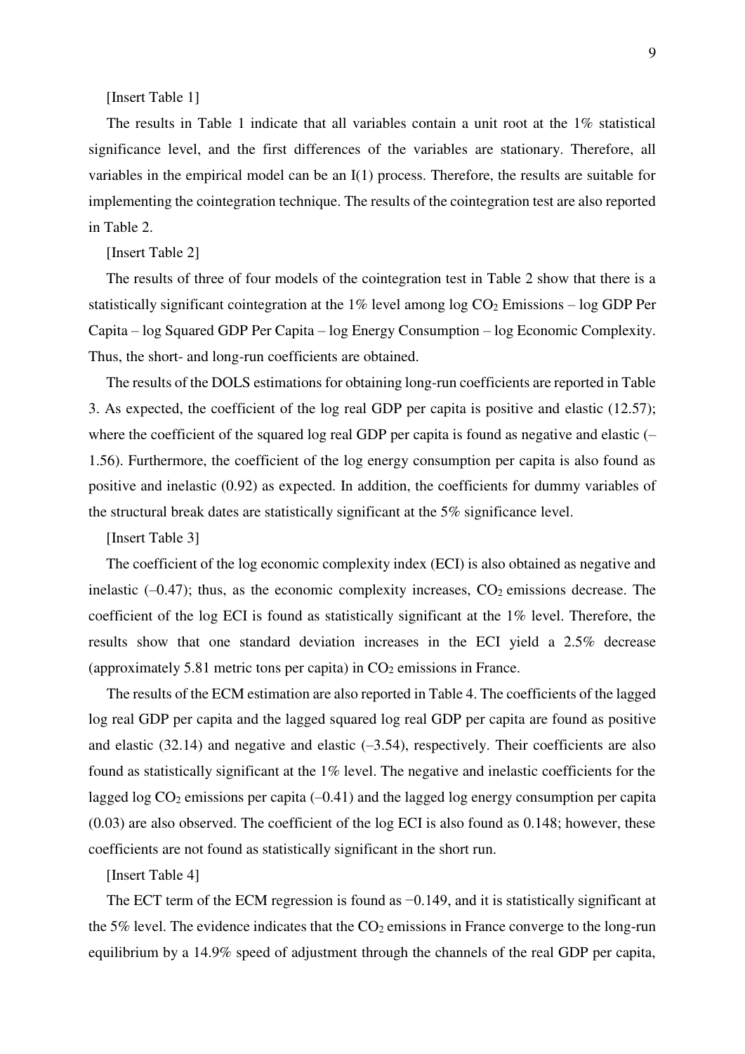[Insert Table 1]

The results in Table 1 indicate that all variables contain a unit root at the 1% statistical significance level, and the first differences of the variables are stationary. Therefore, all variables in the empirical model can be an I(1) process. Therefore, the results are suitable for implementing the cointegration technique. The results of the cointegration test are also reported in Table 2.

[Insert Table 2]

The results of three of four models of the cointegration test in Table 2 show that there is a statistically significant cointegration at the 1% level among log $CO_2$ Emissions – log GDP Per Capita – log Squared GDP Per Capita – log Energy Consumption – log Economic Complexity. Thus, the short- and long-run coefficients are obtained.

The results of the DOLS estimations for obtaining long-run coefficients are reported in Table 3. As expected, the coefficient of the log real GDP per capita is positive and elastic (12.57); where the coefficient of the squared log real GDP per capita is found as negative and elastic (–1.56). Furthermore, the coefficient of the log energy consumption per capita is also found as positive and inelastic (0.92) as expected. In addition, the coefficients for dummy variables of the structural break dates are statistically significant at the 5% significance level.

[Insert Table 3]

The coefficient of the log economic complexity index (ECI) is also obtained as negative and inelastic (–0.47); thus, as the economic complexity increases, $CO_2$ emissions decrease. The coefficient of the log ECI is found as statistically significant at the 1% level. Therefore, the results show that one standard deviation increases in the ECI yield a 2.5% decrease (approximately 5.81 metric tons per capita) in $CO_2$ emissions in France.

The results of the ECM estimation are also reported in Table 4. The coefficients of the lagged log real GDP per capita and the lagged squared log real GDP per capita are found as positive and elastic (32.14) and negative and elastic (–3.54), respectively. Their coefficients are also found as statistically significant at the 1% level. The negative and inelastic coefficients for the lagged log $CO_2$ emissions per capita (–0.41) and the lagged log energy consumption per capita (0.03) are also observed. The coefficient of the log ECI is also found as 0.148; however, these coefficients are not found as statistically significant in the short run.

[Insert Table 4]

The ECT term of the ECM regression is found as −0.149, and it is statistically significant at the 5% level. The evidence indicates that the $CO_2$ emissions in France converge to the long-run equilibrium by a 14.9% speed of adjustment through the channels of the real GDP per capita,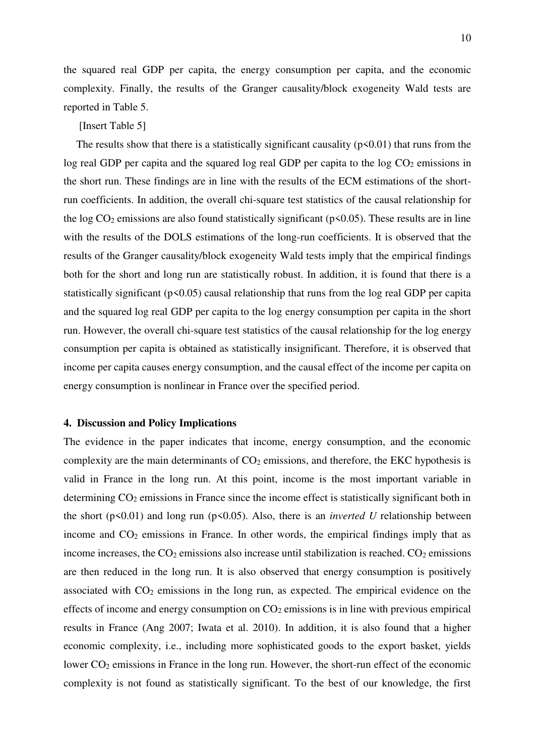the squared real GDP per capita, the energy consumption per capita, and the economic complexity. Finally, the results of the Granger causality/block exogeneity Wald tests are reported in Table 5.

[Insert Table 5]

The results show that there is a statistically significant causality ($p<0.01$) that runs from the log real GDP per capita and the squared log real GDP per capita to the log $CO_2$ emissions in the short run. These findings are in line with the results of the ECM estimations of the short-run coefficients. In addition, the overall chi-square test statistics of the causal relationship for the log $CO_2$ emissions are also found statistically significant ($p<0.05$). These results are in line with the results of the DOLS estimations of the long-run coefficients. It is observed that the results of the Granger causality/block exogeneity Wald tests imply that the empirical findings both for the short and long run are statistically robust. In addition, it is found that there is a statistically significant ($p<0.05$) causal relationship that runs from the log real GDP per capita and the squared log real GDP per capita to the log energy consumption per capita in the short run. However, the overall chi-square test statistics of the causal relationship for the log energy consumption per capita is obtained as statistically insignificant. Therefore, it is observed that income per capita causes energy consumption, and the causal effect of the income per capita on energy consumption is nonlinear in France over the specified period.

## 4. Discussion and Policy Implications

The evidence in the paper indicates that income, energy consumption, and the economic complexity are the main determinants of $CO_2$ emissions, and therefore, the EKC hypothesis is valid in France in the long run. At this point, income is the most important variable in determining $CO_2$ emissions in France since the income effect is statistically significant both in the short ($p<0.01$) and long run ($p<0.05$). Also, there is an *inverted U* relationship between income and $CO_2$ emissions in France. In other words, the empirical findings imply that as income increases, the $CO_2$ emissions also increase until stabilization is reached. $CO_2$ emissions are then reduced in the long run. It is also observed that energy consumption is positively associated with $CO_2$ emissions in the long run, as expected. The empirical evidence on the effects of income and energy consumption on $CO_2$ emissions is in line with previous empirical results in France (Ang 2007; Iwata et al. 2010). In addition, it is also found that a higher economic complexity, i.e., including more sophisticated goods to the export basket, yields lower $CO_2$ emissions in France in the long run. However, the short-run effect of the economic complexity is not found as statistically significant. To the best of our knowledge, the first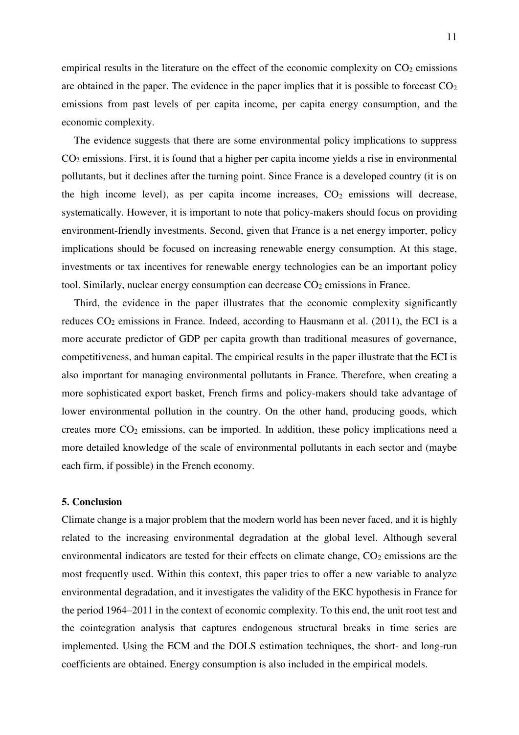empirical results in the literature on the effect of the economic complexity on $CO_2$ emissions are obtained in the paper. The evidence in the paper implies that it is possible to forecast $CO_2$ emissions from past levels of per capita income, per capita energy consumption, and the economic complexity.

The evidence suggests that there are some environmental policy implications to suppress $CO_2$ emissions. First, it is found that a higher per capita income yields a rise in environmental pollutants, but it declines after the turning point. Since France is a developed country (it is on the high income level), as per capita income increases, $CO_2$ emissions will decrease, systematically. However, it is important to note that policy-makers should focus on providing environment-friendly investments. Second, given that France is a net energy importer, policy implications should be focused on increasing renewable energy consumption. At this stage, investments or tax incentives for renewable energy technologies can be an important policy tool. Similarly, nuclear energy consumption can decrease $CO_2$ emissions in France.

Third, the evidence in the paper illustrates that the economic complexity significantly reduces $CO_2$ emissions in France. Indeed, according to Hausmann et al. (2011), the ECI is a more accurate predictor of GDP per capita growth than traditional measures of governance, competitiveness, and human capital. The empirical results in the paper illustrate that the ECI is also important for managing environmental pollutants in France. Therefore, when creating a more sophisticated export basket, French firms and policy-makers should take advantage of lower environmental pollution in the country. On the other hand, producing goods, which creates more $CO_2$ emissions, can be imported. In addition, these policy implications need a more detailed knowledge of the scale of environmental pollutants in each sector and (maybe each firm, if possible) in the French economy.

## 5. Conclusion

Climate change is a major problem that the modern world has been never faced, and it is highly related to the increasing environmental degradation at the global level. Although several environmental indicators are tested for their effects on climate change, $CO_2$ emissions are the most frequently used. Within this context, this paper tries to offer a new variable to analyze environmental degradation, and it investigates the validity of the EKC hypothesis in France for the period 1964–2011 in the context of economic complexity. To this end, the unit root test and the cointegration analysis that captures endogenous structural breaks in time series are implemented. Using the ECM and the DOLS estimation techniques, the short- and long-run coefficients are obtained. Energy consumption is also included in the empirical models.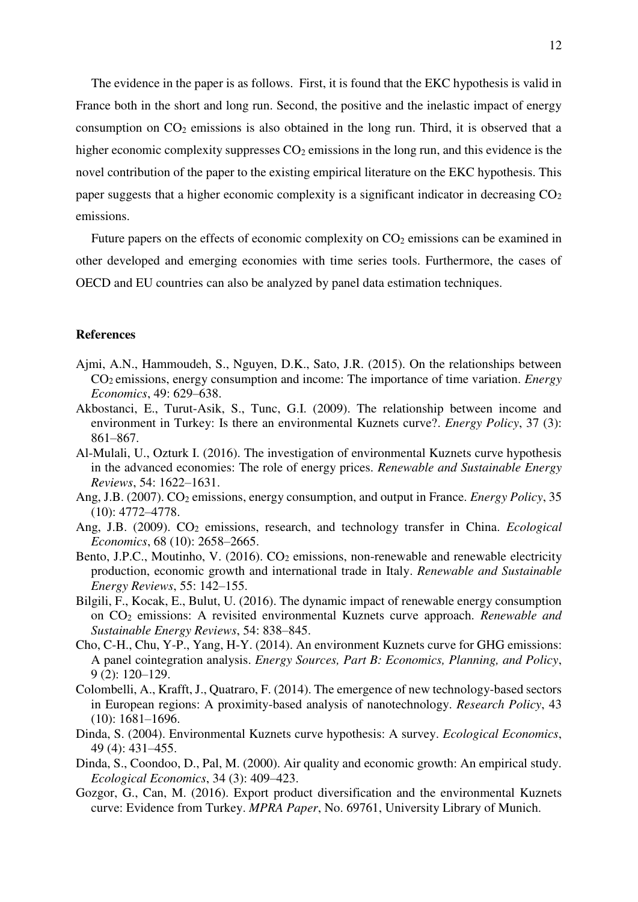The evidence in the paper is as follows. First, it is found that the EKC hypothesis is valid in France both in the short and long run. Second, the positive and the inelastic impact of energy consumption on $CO_2$ emissions is also obtained in the long run. Third, it is observed that a higher economic complexity suppresses $CO_2$ emissions in the long run, and this evidence is the novel contribution of the paper to the existing empirical literature on the EKC hypothesis. This paper suggests that a higher economic complexity is a significant indicator in decreasing $CO_2$ emissions.

Future papers on the effects of economic complexity on $CO_2$ emissions can be examined in other developed and emerging economies with time series tools. Furthermore, the cases of OECD and EU countries can also be analyzed by panel data estimation techniques.

## References

Ajmi, A.N., Hammoudeh, S., Nguyen, D.K., Sato, J.R. (2015). On the relationships between $CO_2$ emissions, energy consumption and income: The importance of time variation. *Energy Economics*, 49: 629–638.

Akbostanci, E., Turut-Asik, S., Tunc, G.I. (2009). The relationship between income and environment in Turkey: Is there an environmental Kuznets curve?. *Energy Policy*, 37 (3): 861–867.

Al-Mulali, U., Ozturk I. (2016). The investigation of environmental Kuznets curve hypothesis in the advanced economies: The role of energy prices. *Renewable and Sustainable Energy Reviews*, 54: 1622–1631.

Ang, J.B. (2007). $CO_2$ emissions, energy consumption, and output in France. *Energy Policy*, 35 (10): 4772–4778.

Ang, J.B. (2009). $CO_2$ emissions, research, and technology transfer in China. *Ecological Economics*, 68 (10): 2658–2665.

Bento, J.P.C., Moutinho, V. (2016). $CO_2$ emissions, non-renewable and renewable electricity production, economic growth and international trade in Italy. *Renewable and Sustainable Energy Reviews*, 55: 142–155.

Bilgili, F., Kocak, E., Bulut, U. (2016). The dynamic impact of renewable energy consumption on $CO_2$ emissions: A revisited environmental Kuznets curve approach. *Renewable and Sustainable Energy Reviews*, 54: 838–845.

Cho, C-H., Chu, Y-P., Yang, H-Y. (2014). An environment Kuznets curve for GHG emissions: A panel cointegration analysis. *Energy Sources, Part B: Economics, Planning, and Policy*, 9 (2): 120–129.

Colombelli, A., Krafft, J., Quatraro, F. (2014). The emergence of new technology-based sectors in European regions: A proximity-based analysis of nanotechnology. *Research Policy*, 43 (10): 1681–1696.

Dinda, S. (2004). Environmental Kuznets curve hypothesis: A survey. *Ecological Economics*, 49 (4): 431–455.

Dinda, S., Coondoo, D., Pal, M. (2000). Air quality and economic growth: An empirical study. *Ecological Economics*, 34 (3): 409–423.

Gozgor, G., Can, M. (2016). Export product diversification and the environmental Kuznets curve: Evidence from Turkey. *MPRA Paper*, No. 69761, University Library of Munich.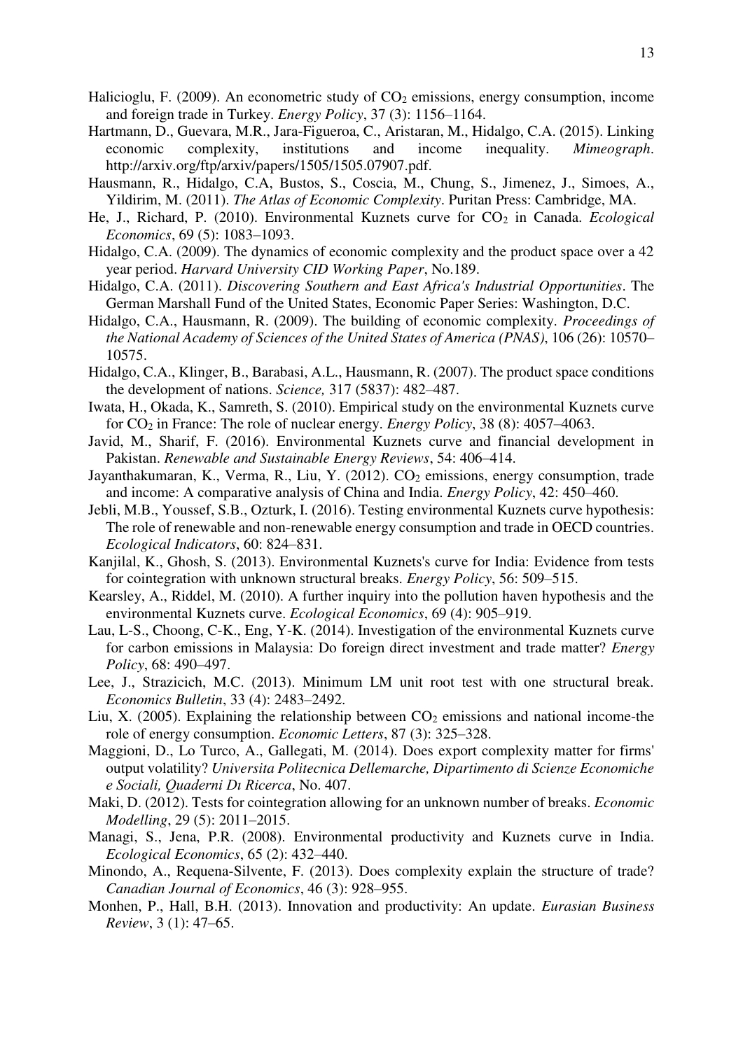Halicioglu, F. (2009). An econometric study of $CO_2$ emissions, energy consumption, income and foreign trade in Turkey. *Energy Policy*, 37 (3): 1156–1164.

Hartmann, D., Guevara, M.R., Jara-Figueroa, C., Aristaran, M., Hidalgo, C.A. (2015). Linking economic complexity, institutions and income inequality. *Mimeograph*. http://arxiv.org/ftp/arxiv/papers/1505/1505.07907.pdf.

Hausmann, R., Hidalgo, C.A, Bustos, S., Coscia, M., Chung, S., Jimenez, J., Simoes, A., Yildirim, M. (2011). *The Atlas of Economic Complexity*. Puritan Press: Cambridge, MA.

He, J., Richard, P. (2010). Environmental Kuznets curve for $CO_2$ in Canada. *Ecological Economics*, 69 (5): 1083–1093.

Hidalgo, C.A. (2009). The dynamics of economic complexity and the product space over a 42 year period. *Harvard University CID Working Paper*, No.189.

Hidalgo, C.A. (2011). *Discovering Southern and East Africa's Industrial Opportunities*. The German Marshall Fund of the United States, Economic Paper Series: Washington, D.C.

Hidalgo, C.A., Hausmann, R. (2009). The building of economic complexity. *Proceedings of the National Academy of Sciences of the United States of America (PNAS)*, 106 (26): 10570–10575.

Hidalgo, C.A., Klinger, B., Barabasi, A.L., Hausmann, R. (2007). The product space conditions the development of nations. *Science,* 317 (5837): 482–487.

Iwata, H., Okada, K., Samreth, S. (2010). Empirical study on the environmental Kuznets curve for $CO_2$ in France: The role of nuclear energy. *Energy Policy*, 38 (8): 4057–4063.

Javid, M., Sharif, F. (2016). Environmental Kuznets curve and financial development in Pakistan. *Renewable and Sustainable Energy Reviews*, 54: 406–414.

Jayanthakumaran, K., Verma, R., Liu, Y. (2012). $CO_2$ emissions, energy consumption, trade and income: A comparative analysis of China and India. *Energy Policy*, 42: 450–460.

Jebli, M.B., Youssef, S.B., Ozturk, I. (2016). Testing environmental Kuznets curve hypothesis: The role of renewable and non-renewable energy consumption and trade in OECD countries. *Ecological Indicators*, 60: 824–831.

Kanjilal, K., Ghosh, S. (2013). Environmental Kuznets's curve for India: Evidence from tests for cointegration with unknown structural breaks. *Energy Policy*, 56: 509–515.

Kearsley, A., Riddel, M. (2010). A further inquiry into the pollution haven hypothesis and the environmental Kuznets curve. *Ecological Economics*, 69 (4): 905–919.

Lau, L-S., Choong, C-K., Eng, Y-K. (2014). Investigation of the environmental Kuznets curve for carbon emissions in Malaysia: Do foreign direct investment and trade matter? *Energy Policy*, 68: 490–497.

Lee, J., Strazicich, M.C. (2013). Minimum LM unit root test with one structural break. *Economics Bulletin*, 33 (4): 2483–2492.

Liu, X. (2005). Explaining the relationship between $CO_2$ emissions and national income-the role of energy consumption. *Economic Letters*, 87 (3): 325–328.

Maggioni, D., Lo Turco, A., Gallegati, M. (2014). Does export complexity matter for firms' output volatility? *Universita Politecnica Dellemarche, Dipartimento di Scienze Economiche e Sociali, Quaderni Dı Ricerca*, No. 407.

Maki, D. (2012). Tests for cointegration allowing for an unknown number of breaks. *Economic Modelling*, 29 (5): 2011–2015.

Managi, S., Jena, P.R. (2008). Environmental productivity and Kuznets curve in India. *Ecological Economics*, 65 (2): 432–440.

Minondo, A., Requena-Silvente, F. (2013). Does complexity explain the structure of trade? *Canadian Journal of Economics*, 46 (3): 928–955.

Monhen, P., Hall, B.H. (2013). Innovation and productivity: An update. *Eurasian Business Review*, 3 (1): 47–65.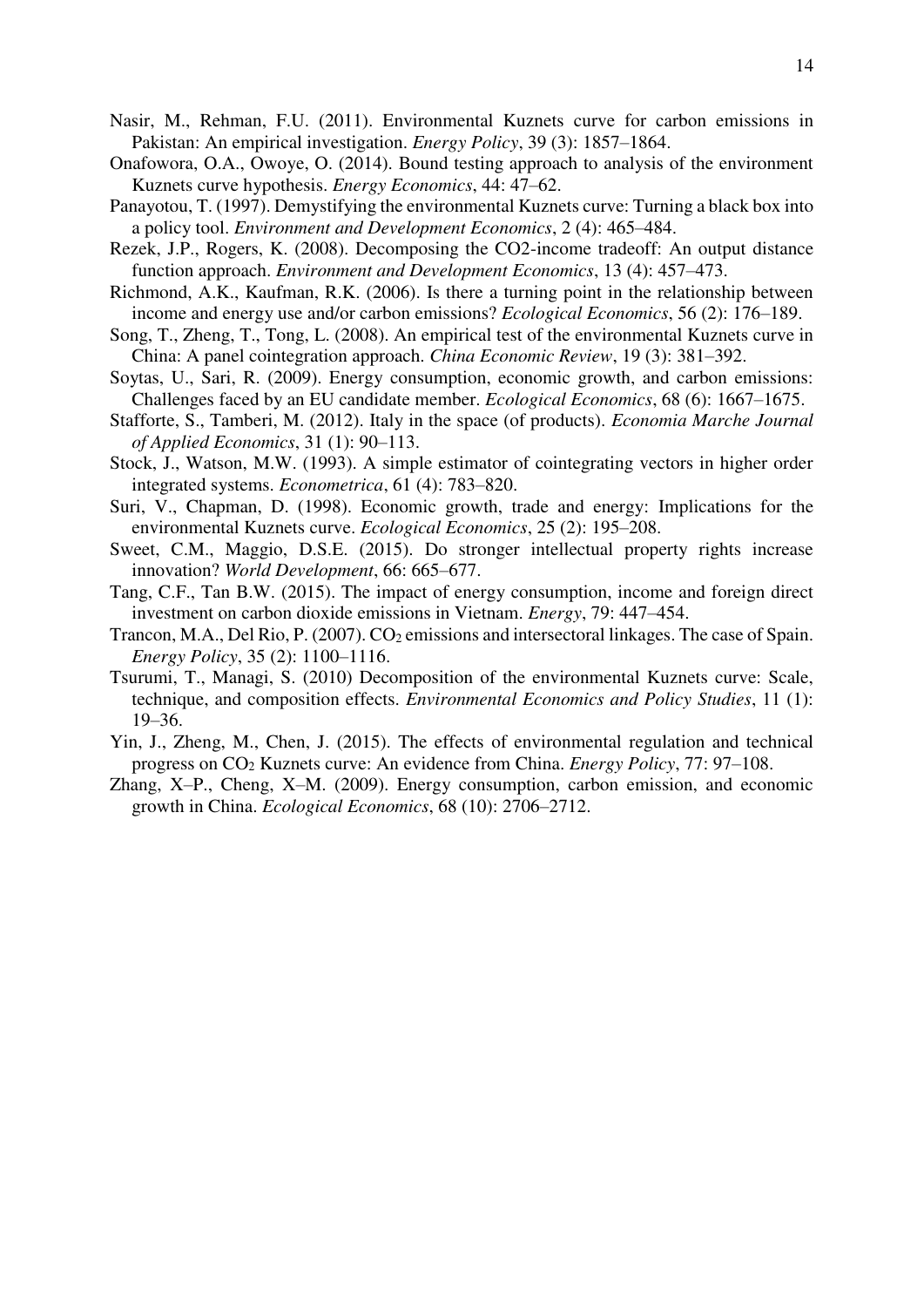Nasir, M., Rehman, F.U. (2011). Environmental Kuznets curve for carbon emissions in Pakistan: An empirical investigation. *Energy Policy*, 39 (3): 1857–1864.

Onafowora, O.A., Owoye, O. (2014). Bound testing approach to analysis of the environment Kuznets curve hypothesis. *Energy Economics*, 44: 47–62.

Panayotou, T. (1997). Demystifying the environmental Kuznets curve: Turning a black box into a policy tool. *Environment and Development Economics*, 2 (4): 465–484.

Rezek, J.P., Rogers, K. (2008). Decomposing the CO2-income tradeoff: An output distance function approach. *Environment and Development Economics*, 13 (4): 457–473.

Richmond, A.K., Kaufman, R.K. (2006). Is there a turning point in the relationship between income and energy use and/or carbon emissions? *Ecological Economics*, 56 (2): 176–189.

Song, T., Zheng, T., Tong, L. (2008). An empirical test of the environmental Kuznets curve in China: A panel cointegration approach. *China Economic Review*, 19 (3): 381–392.

Soytas, U., Sari, R. (2009). Energy consumption, economic growth, and carbon emissions: Challenges faced by an EU candidate member. *Ecological Economics*, 68 (6): 1667–1675.

Stafforte, S., Tamberi, M. (2012). Italy in the space (of products). *Economia Marche Journal of Applied Economics*, 31 (1): 90–113.

Stock, J., Watson, M.W. (1993). A simple estimator of cointegrating vectors in higher order integrated systems. *Econometrica*, 61 (4): 783–820.

Suri, V., Chapman, D. (1998). Economic growth, trade and energy: Implications for the environmental Kuznets curve. *Ecological Economics*, 25 (2): 195–208.

Sweet, C.M., Maggio, D.S.E. (2015). Do stronger intellectual property rights increase innovation? *World Development*, 66: 665–677.

Tang, C.F., Tan B.W. (2015). The impact of energy consumption, income and foreign direct investment on carbon dioxide emissions in Vietnam. *Energy*, 79: 447–454.

Trancon, M.A., Del Rio, P. (2007). $CO_2$ emissions and intersectoral linkages. The case of Spain. *Energy Policy*, 35 (2): 1100–1116.

Tsurumi, T., Managi, S. (2010) Decomposition of the environmental Kuznets curve: Scale, technique, and composition effects. *Environmental Economics and Policy Studies*, 11 (1): 19–36.

Yin, J., Zheng, M., Chen, J. (2015). The effects of environmental regulation and technical progress on $CO_2$ Kuznets curve: An evidence from China. *Energy Policy*, 77: 97–108.

Zhang, X–P., Cheng, X–M. (2009). Energy consumption, carbon emission, and economic growth in China. *Ecological Economics*, 68 (10): 2706–2712.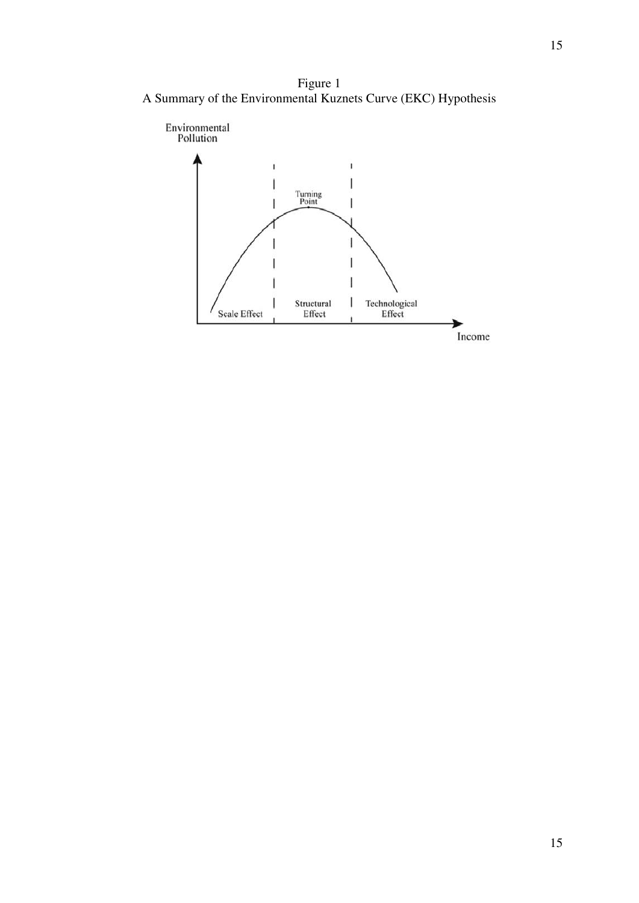Figure 1
A Summary of the Environmental Kuznets Curve (EKC) Hypothesis

Environmental Pollution

Turning Point

Scale Effect | Structural Effect | Technological Effect

Income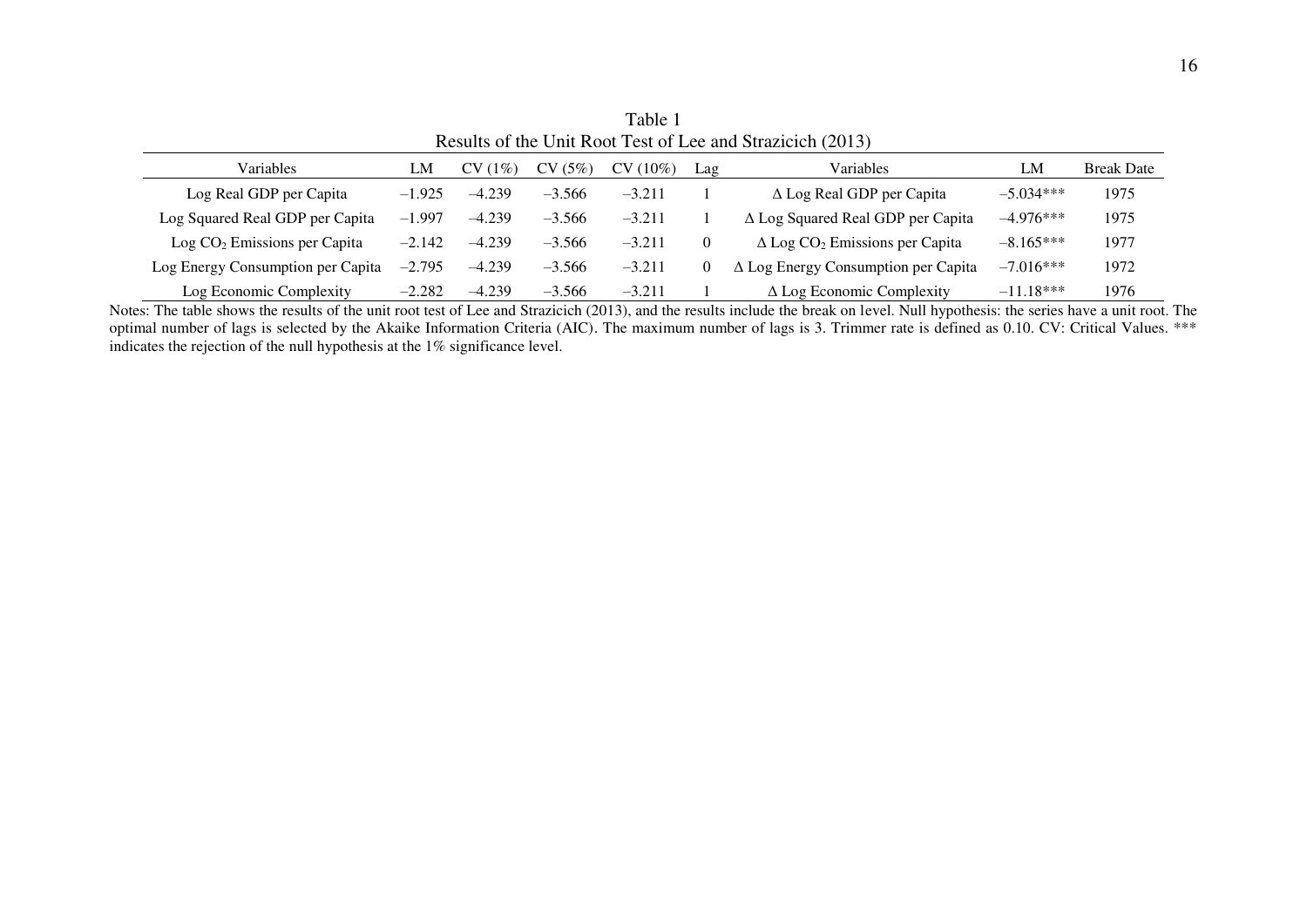Table 1
Results of the Unit Root Test of Lee and Strazicich (2013)

| Variables | LM | CV (1%) | CV (5%) | CV (10%) | Lag | Variables | LM | Break Date |
|---|---|---|---|---|---|---|---|---|
| Log Real GDP per Capita | –1.925 | –4.239 | –3.566 | –3.211 | 1 | Δ Log Real GDP per Capita | –5.034*** | 1975 |
| Log Squared Real GDP per Capita | –1.997 | –4.239 | –3.566 | –3.211 | 1 | Δ Log Squared Real GDP per Capita | –4.976*** | 1975 |
| Log $CO_2$ Emissions per Capita | –2.142 | –4.239 | –3.566 | –3.211 | 0 | Δ Log $CO_2$ Emissions per Capita | –8.165*** | 1977 |
| Log Energy Consumption per Capita | –2.795 | –4.239 | –3.566 | –3.211 | 0 | Δ Log Energy Consumption per Capita | –7.016*** | 1972 |
| Log Economic Complexity | –2.282 | –4.239 | –3.566 | –3.211 | 1 | Δ Log Economic Complexity | –11.18*** | 1976 |

Notes: The table shows the results of the unit root test of Lee and Strazicich (2013), and the results include the break on level. Null hypothesis: the series have a unit root. The optimal number of lags is selected by the Akaike Information Criteria (AIC). The maximum number of lags is 3. Trimmer rate is defined as 0.10. CV: Critical Values. *** indicates the rejection of the null hypothesis at the 1% significance level.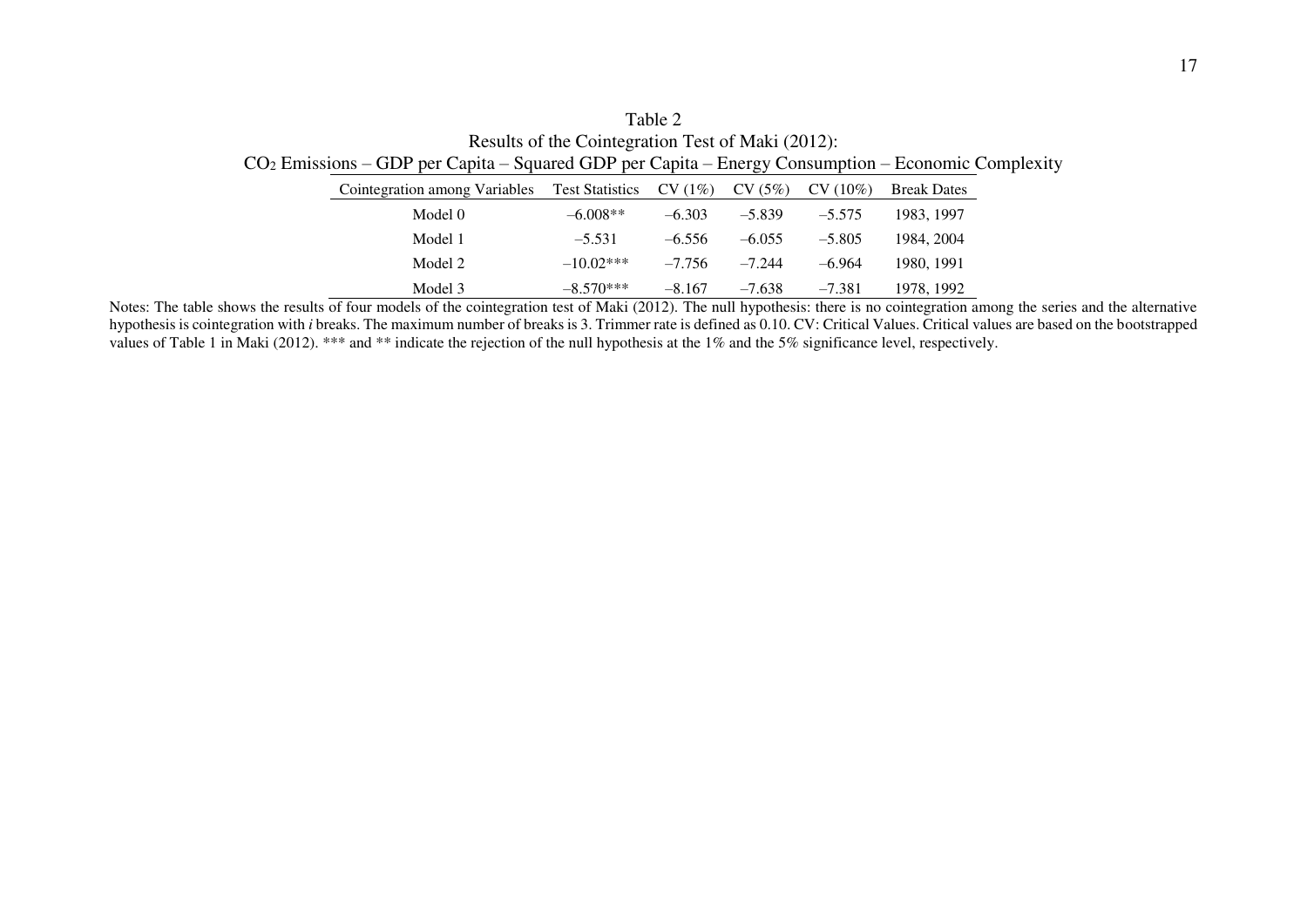Table 2
Results of the Cointegration Test of Maki (2012):
$CO_2$ Emissions – GDP per Capita – Squared GDP per Capita – Energy Consumption – Economic Complexity

| Cointegration among Variables | Test Statistics | CV (1%) | CV (5%) | CV (10%) | Break Dates |
|---|---|---|---|---|---|
| Model 0 | –6.008** | –6.303 | –5.839 | –5.575 | 1983, 1997 |
| Model 1 | –5.531 | –6.556 | –6.055 | –5.805 | 1984, 2004 |
| Model 2 | –10.02*** | –7.756 | –7.244 | –6.964 | 1980, 1991 |
| Model 3 | –8.570*** | –8.167 | –7.638 | –7.381 | 1978, 1992 |

Notes: The table shows the results of four models of the cointegration test of Maki (2012). The null hypothesis: there is no cointegration among the series and the alternative hypothesis is cointegration with *i* breaks. The maximum number of breaks is 3. Trimmer rate is defined as 0.10. CV: Critical Values. Critical values are based on the bootstrapped values of Table 1 in Maki (2012). *** and ** indicate the rejection of the null hypothesis at the 1% and the 5% significance level, respectively.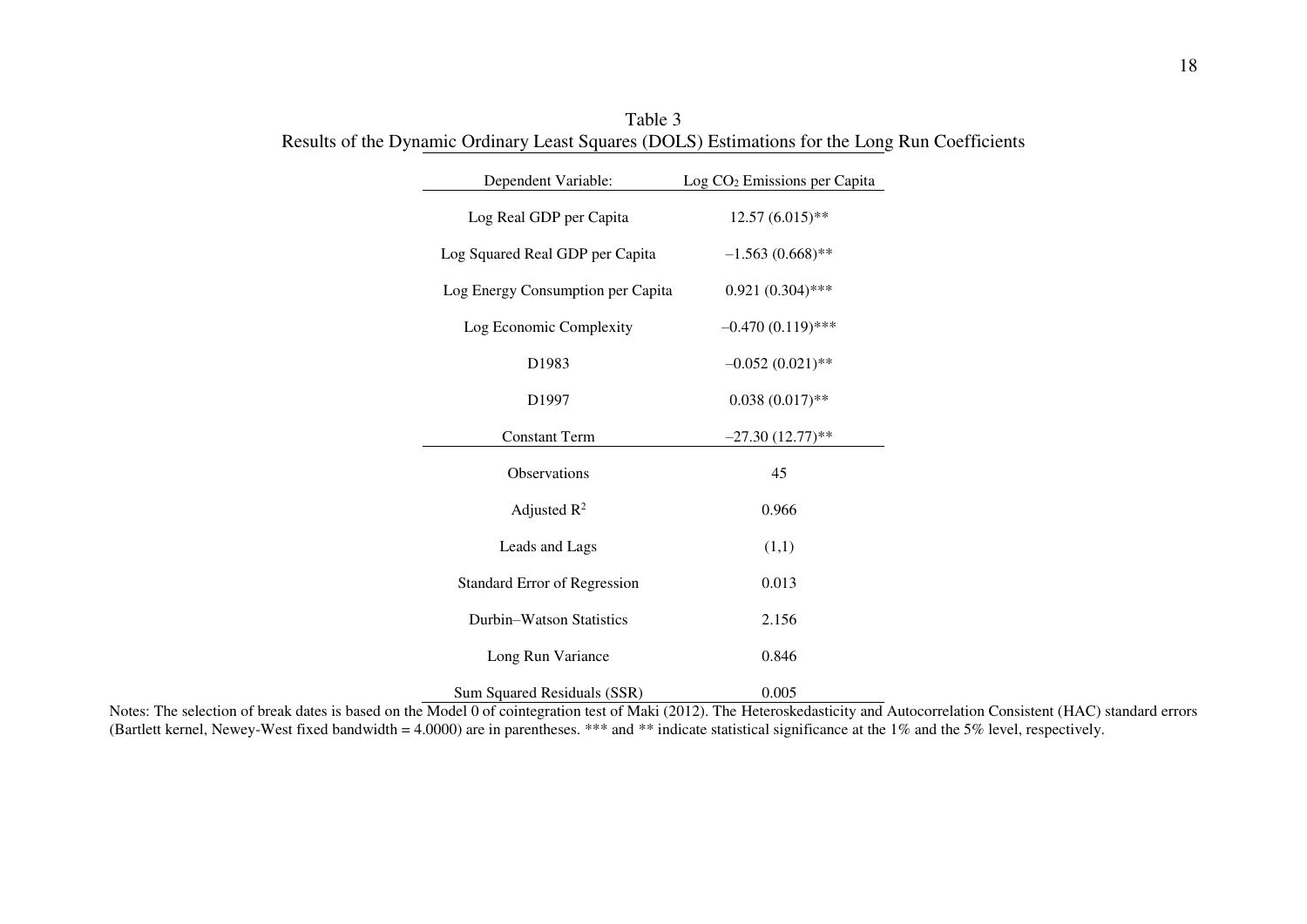Table 3
Results of the Dynamic Ordinary Least Squares (DOLS) Estimations for the Long Run Coefficients

| Dependent Variable: | Log $CO_2$ Emissions per Capita |
|---|---|
| Log Real GDP per Capita | 12.57 (6.015)** |
| Log Squared Real GDP per Capita | –1.563 (0.668)** |
| Log Energy Consumption per Capita | 0.921 (0.304)*** |
| Log Economic Complexity | –0.470 (0.119)*** |
| D1983 | –0.052 (0.021)** |
| D1997 | 0.038 (0.017)** |
| Constant Term | –27.30 (12.77)** |
| Observations | 45 |
| Adjusted $R^2$ | 0.966 |
| Leads and Lags | (1,1) |
| Standard Error of Regression | 0.013 |
| Durbin–Watson Statistics | 2.156 |
| Long Run Variance | 0.846 |
| Sum Squared Residuals (SSR) | 0.005 |

Notes: The selection of break dates is based on the Model 0 of cointegration test of Maki (2012). The Heteroskedasticity and Autocorrelation Consistent (HAC) standard errors (Bartlett kernel, Newey-West fixed bandwidth = 4.0000) are in parentheses. *** and ** indicate statistical significance at the 1% and the 5% level, respectively.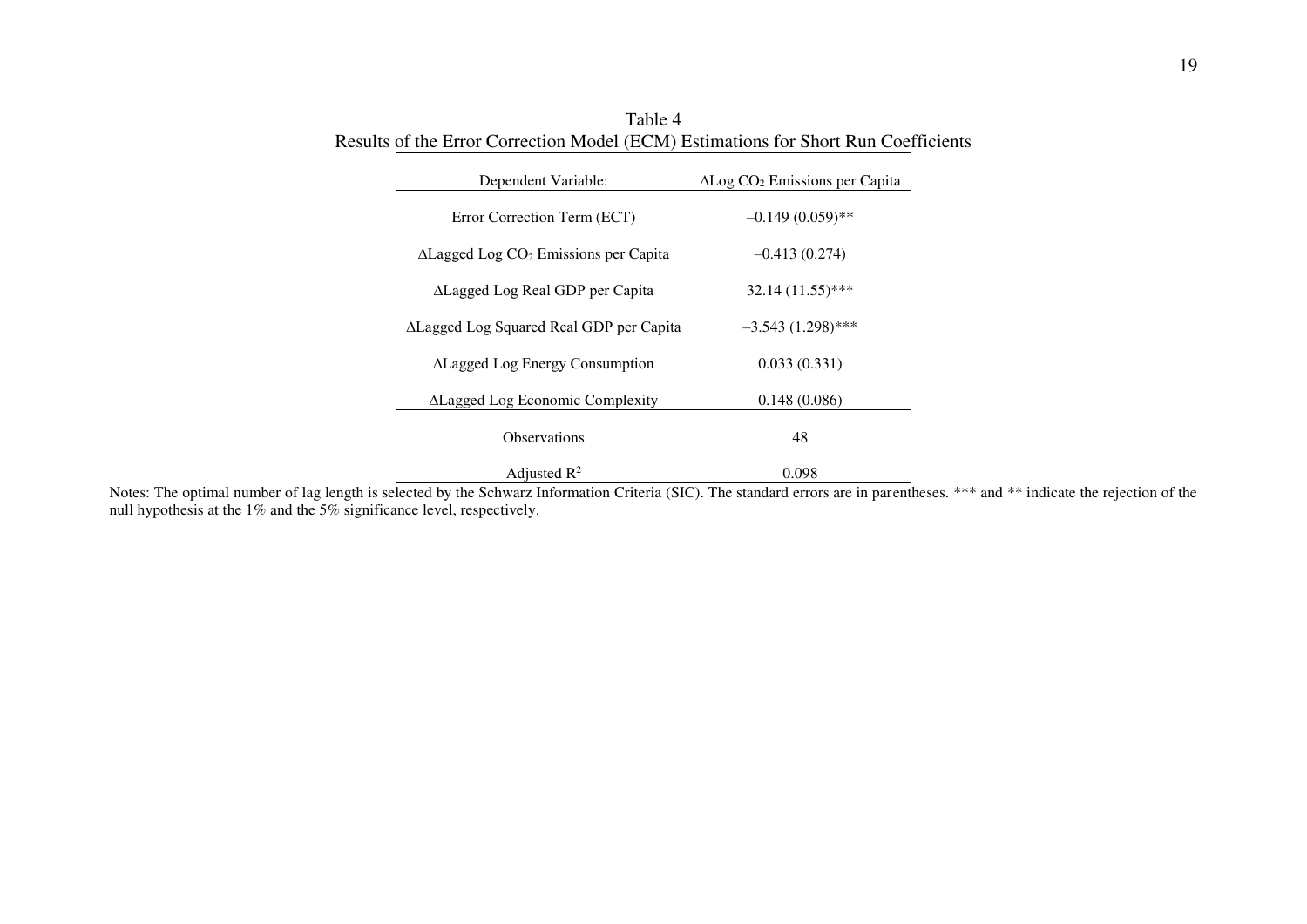Table 4
Results of the Error Correction Model (ECM) Estimations for Short Run Coefficients

| Dependent Variable: | Δ$Log\ CO_2$ Emissions per Capita |
|---|---|
| Error Correction Term (ECT) | –0.149 (0.059)** |
| ΔLagged Log $CO_2$ Emissions per Capita | –0.413 (0.274) |
| ΔLagged Log Real GDP per Capita | 32.14 (11.55)*** |
| ΔLagged Log Squared Real GDP per Capita | –3.543 (1.298)*** |
| ΔLagged Log Energy Consumption | 0.033 (0.331) |
| ΔLagged Log Economic Complexity | 0.148 (0.086) |
| Observations | 48 |
| Adjusted $R^2$ | 0.098 |

Notes: The optimal number of lag length is selected by the Schwarz Information Criteria (SIC). The standard errors are in parentheses. *** and ** indicate the rejection of the null hypothesis at the 1% and the 5% significance level, respectively.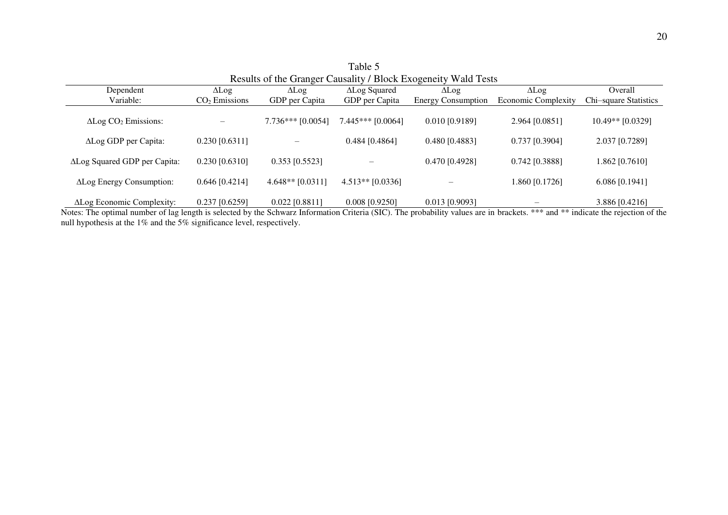Table 5
Results of the Granger Causality / Block Exogeneity Wald Tests

| Dependent Variable: | ΔLog $CO_2$ Emissions | ΔLog GDP per Capita | ΔLog Squared GDP per Capita | ΔLog Energy Consumption | ΔLog Economic Complexity | Overall Chi–square Statistics |
|---|---|---|---|---|---|---|
| ΔLog $CO_2$ Emissions: | – | 7.736*** [0.0054] | 7.445*** [0.0064] | 0.010 [0.9189] | 2.964 [0.0851] | 10.49** [0.0329] |
| ΔLog GDP per Capita: | 0.230 [0.6311] | – | 0.484 [0.4864] | 0.480 [0.4883] | 0.737 [0.3904] | 2.037 [0.7289] |
| ΔLog Squared GDP per Capita: | 0.230 [0.6310] | 0.353 [0.5523] | – | 0.470 [0.4928] | 0.742 [0.3888] | 1.862 [0.7610] |
| ΔLog Energy Consumption: | 0.646 [0.4214] | 4.648** [0.0311] | 4.513** [0.0336] | – | 1.860 [0.1726] | 6.086 [0.1941] |
| ΔLog Economic Complexity: | 0.237 [0.6259] | 0.022 [0.8811] | 0.008 [0.9250] | 0.013 [0.9093] | – | 3.886 [0.4216] |

Notes: The optimal number of lag length is selected by the Schwarz Information Criteria (SIC). The probability values are in brackets. *** and ** indicate the rejection of the null hypothesis at the 1% and the 5% significance level, respectively.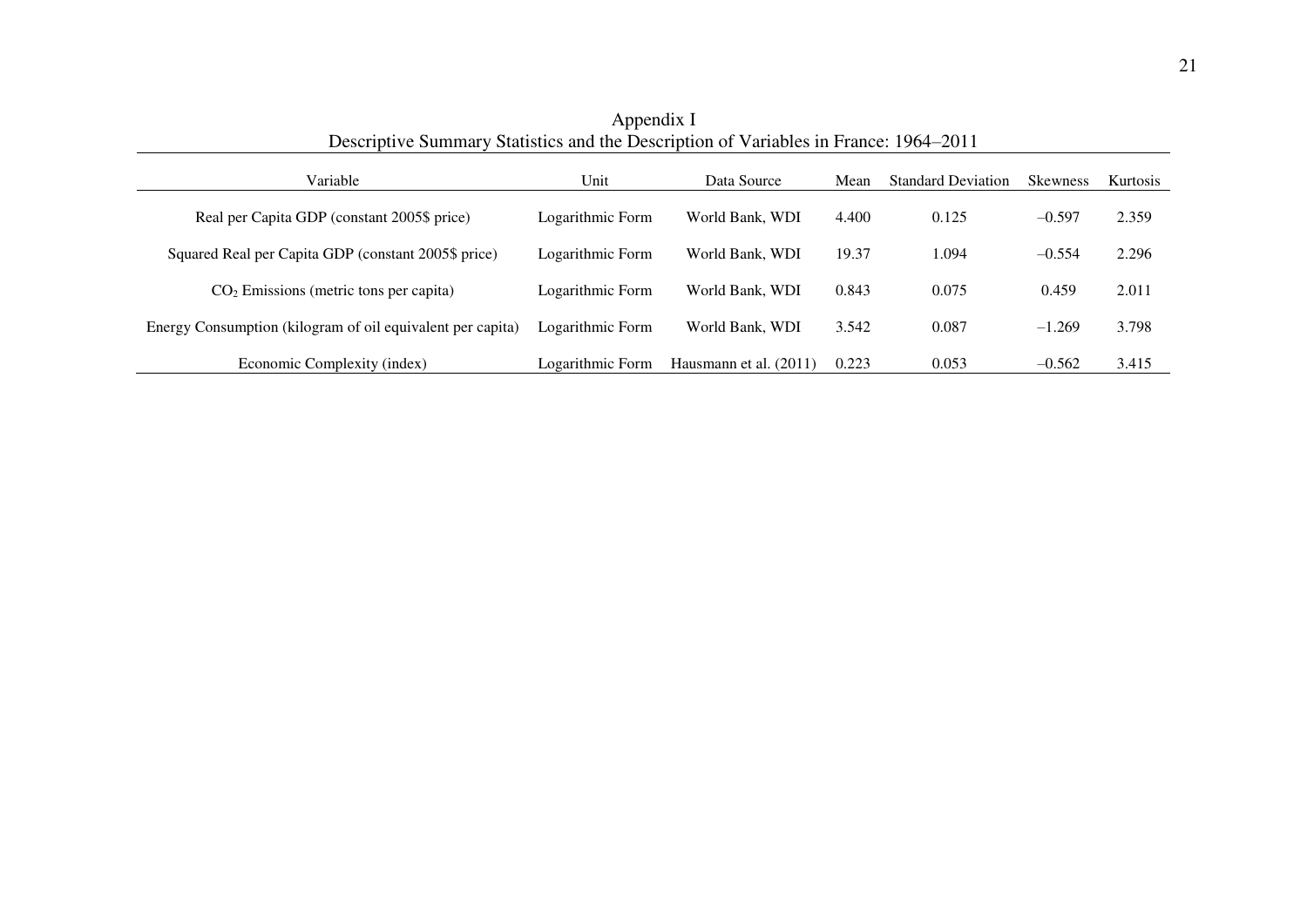Appendix I

Descriptive Summary Statistics and the Description of Variables in France: 1964–2011

| Variable | Unit | Data Source | Mean | Standard Deviation | Skewness | Kurtosis |
|---|---|---|---|---|---|---|
| Real per Capita GDP (constant 2005$ price) | Logarithmic Form | World Bank, WDI | 4.400 | 0.125 | –0.597 | 2.359 |
| Squared Real per Capita GDP (constant 2005$ price) | Logarithmic Form | World Bank, WDI | 19.37 | 1.094 | –0.554 | 2.296 |
| $CO_2$ Emissions (metric tons per capita) | Logarithmic Form | World Bank, WDI | 0.843 | 0.075 | 0.459 | 2.011 |
| Energy Consumption (kilogram of oil equivalent per capita) | Logarithmic Form | World Bank, WDI | 3.542 | 0.087 | –1.269 | 3.798 |
| Economic Complexity (index) | Logarithmic Form | Hausmann et al. (2011) | 0.223 | 0.053 | –0.562 | 3.415 |